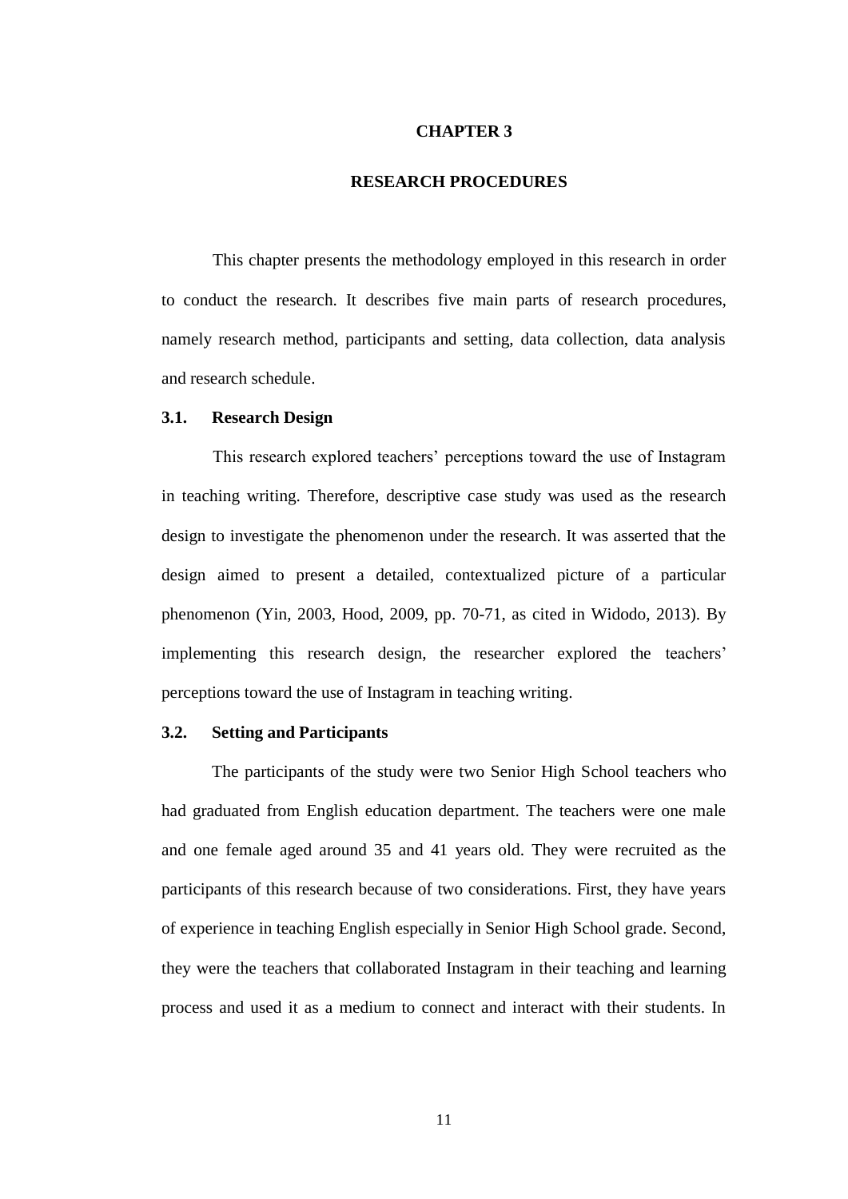# CHAPTER 3

# RESEARCH PROCEDURES

This chapter presents the methodology employed in this research in order to conduct the research. It describes five main parts of research procedures, namely research method, participants and setting, data collection, data analysis and research schedule.

## 3.1. Research Design

This research explored teachers' perceptions toward the use of Instagram in teaching writing. Therefore, descriptive case study was used as the research design to investigate the phenomenon under the research. It was asserted that the design aimed to present a detailed, contextualized picture of a particular phenomenon (Yin, 2003, Hood, 2009, pp. 70-71, as cited in Widodo, 2013). By implementing this research design, the researcher explored the teachers' perceptions toward the use of Instagram in teaching writing.

## 3.2. Setting and Participants

The participants of the study were two Senior High School teachers who had graduated from English education department. The teachers were one male and one female aged around 35 and 41 years old. They were recruited as the participants of this research because of two considerations. First, they have years of experience in teaching English especially in Senior High School grade. Second, they were the teachers that collaborated Instagram in their teaching and learning process and used it as a medium to connect and interact with their students. In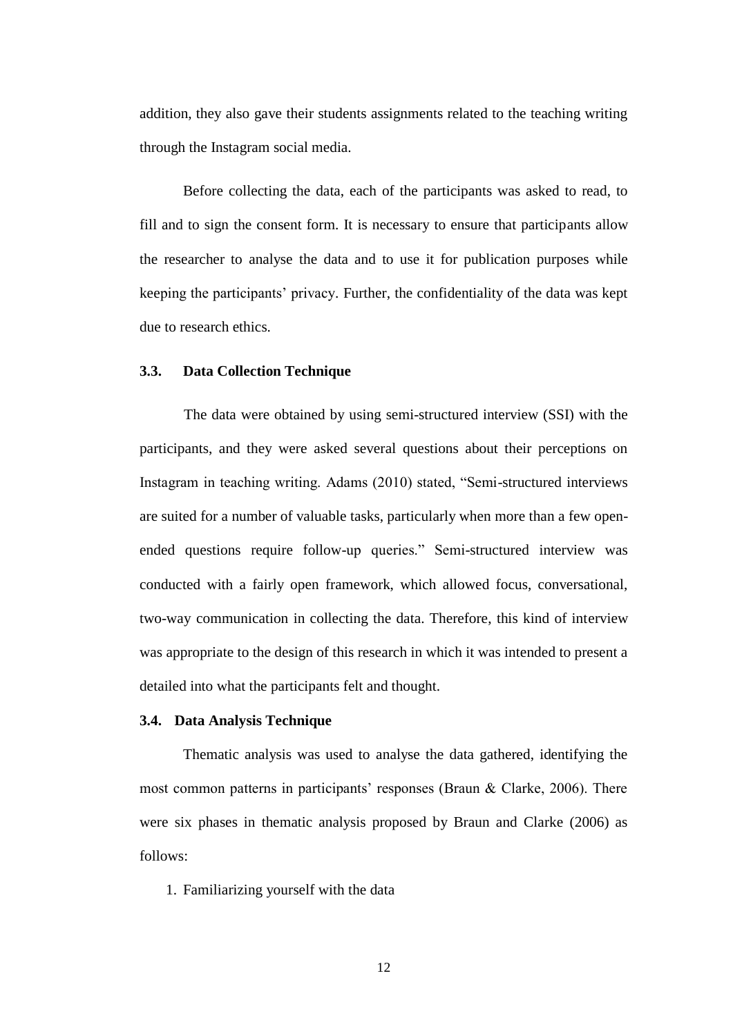addition, they also gave their students assignments related to the teaching writing through the Instagram social media.

Before collecting the data, each of the participants was asked to read, to fill and to sign the consent form. It is necessary to ensure that participants allow the researcher to analyse the data and to use it for publication purposes while keeping the participants' privacy. Further, the confidentiality of the data was kept due to research ethics.

### 3.3. Data Collection Technique

The data were obtained by using semi-structured interview (SSI) with the participants, and they were asked several questions about their perceptions on Instagram in teaching writing. Adams (2010) stated, "Semi-structured interviews are suited for a number of valuable tasks, particularly when more than a few open-ended questions require follow-up queries." Semi-structured interview was conducted with a fairly open framework, which allowed focus, conversational, two-way communication in collecting the data. Therefore, this kind of interview was appropriate to the design of this research in which it was intended to present a detailed into what the participants felt and thought.

### 3.4. Data Analysis Technique

Thematic analysis was used to analyse the data gathered, identifying the most common patterns in participants' responses (Braun & Clarke, 2006). There were six phases in thematic analysis proposed by Braun and Clarke (2006) as follows:

1. Familiarizing yourself with the data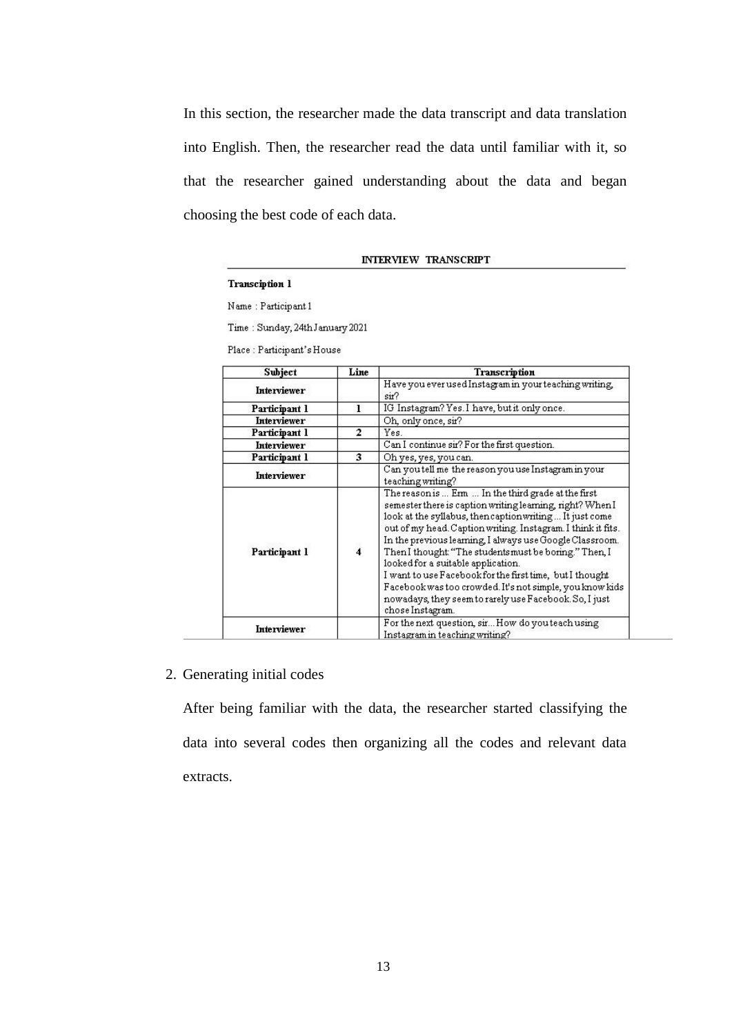In this section, the researcher made the data transcript and data translation into English. Then, the researcher read the data until familiar with it, so that the researcher gained understanding about the data and began choosing the best code of each data.

**INTERVIEW TRANSCRIPT**

**Transciption 1**

Name : Participant 1

Time : Sunday, 24th January 2021

Place : Participant's House

| Subject | Line | Transcription |
|---|---|---|
| **Interviewer** | | Have you ever used Instagram in your teaching writing, sir? |
| **Participant 1** | **1** | IG Instagram? Yes. I have, but it only once. |
| **Interviewer** | | Oh, only once, sir? |
| **Participant 1** | **2** | Yes. |
| **Interviewer** | | Can I continue sir? For the first question. |
| **Participant 1** | **3** | Oh yes, yes, you can. |
| **Interviewer** | | Can you tell me the reason you use Instagram in your teaching writing? |
| **Participant 1** | **4** | The reason is ... Erm ... In the third grade at the first semester there is caption writing learning, right? When I look at the syllabus, then caption writing ... It just come out of my head. Caption writing. Instagram. I think it fits. In the previous learning, I always use Google Classroom. Then I thought: "The students must be boring." Then, I looked for a suitable application. I want to use Facebook for the first time, but I thought Facebook was too crowded. It's not simple, you know kids nowadays, they seem to rarely use Facebook. So, I just chose Instagram. |
| **Interviewer** | | For the next question, sir... How do you teach using Instagram in teaching writing? |

2. Generating initial codes

After being familiar with the data, the researcher started classifying the data into several codes then organizing all the codes and relevant data extracts.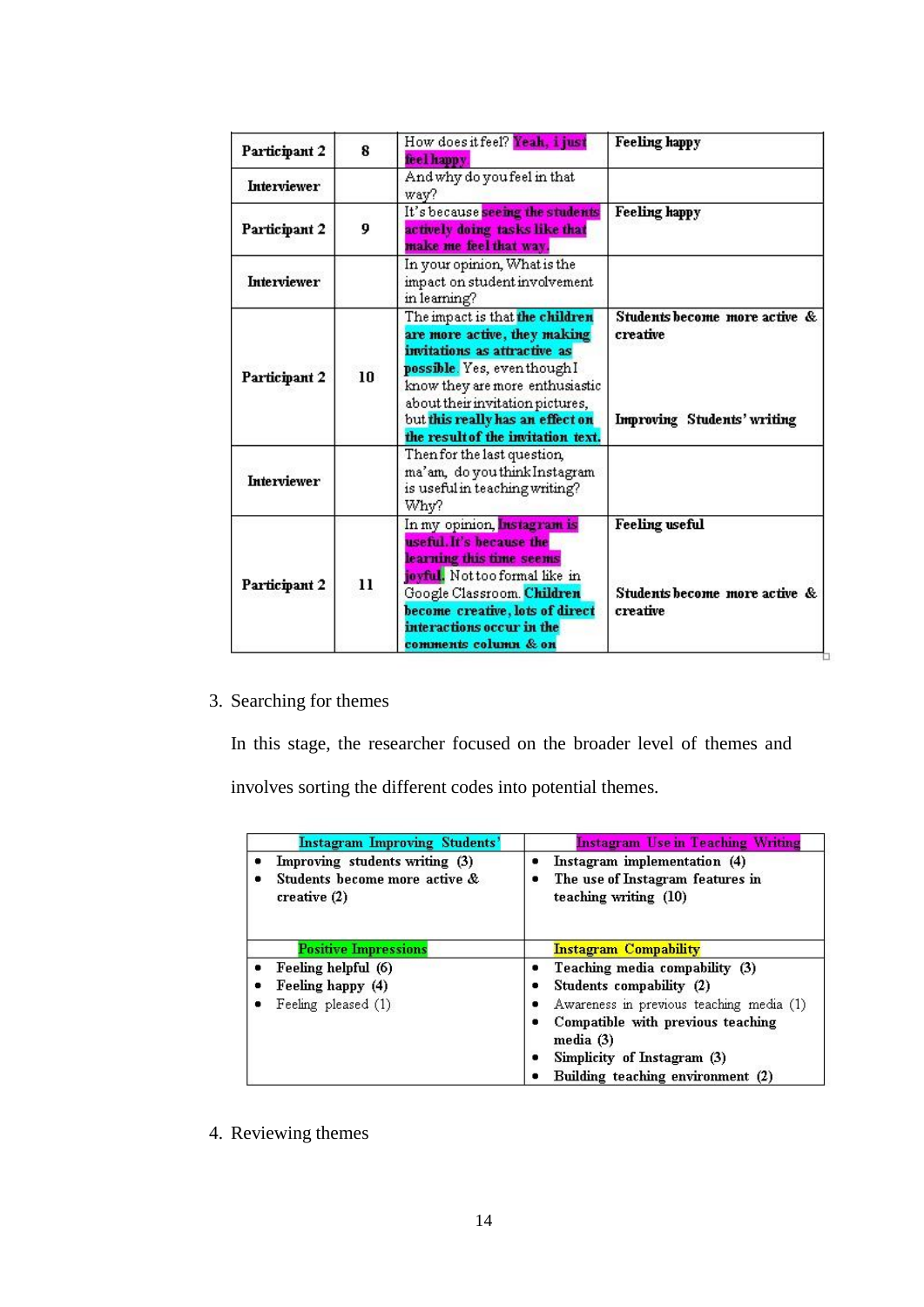| Participant 2 | 8 | How does it feel? Yeah, i just feel happy | Feeling happy |
|---|---|---|---|
| Interviewer | | And why do you feel in that way? | |
| Participant 2 | 9 | It's because seeing the students actively doing tasks like that make me feel that way. | Feeling happy |
| Interviewer | | In your opinion, What is the impact on student involvement in learning? | |
| Participant 2 | 10 | The impact is that the children are more active, they making invitations as attractive as possible. Yes, even though I know they are more enthusiastic about their invitation pictures, but this really has an effect on the result of the invitation text. | Students become more active & creative<br><br>Improving Students' writing |
| Interviewer | | Then for the last question, ma'am, do you think Instagram is useful in teaching writing? Why? | |
| Participant 2 | 11 | In my opinion, Instagram is useful. It's because the learning this time seems joyful. Not too formal like in Google Classroom. Children become creative, lots of direct interactions occur in the comments column & on | Feeling useful<br><br>Students become more active & creative |

3. Searching for themes

   In this stage, the researcher focused on the broader level of themes and involves sorting the different codes into potential themes.

| Instagram Improving Students' | Instagram Use in Teaching Writing |
|---|---|
| • Improving students writing (3)<br>• Students become more active & creative (2) | • Instagram implementation (4)<br>• The use of Instagram features in teaching writing (10) |
| **Positive Impressions** | **Instagram Compability** |
| • Feeling helpful (6)<br>• Feeling happy (4)<br>• Feeling pleased (1) | • Teaching media compability (3)<br>• Students compability (2)<br>• Awareness in previous teaching media (1)<br>• Compatible with previous teaching media (3)<br>• Simplicity of Instagram (3)<br>• Building teaching environment (2) |

4. Reviewing themes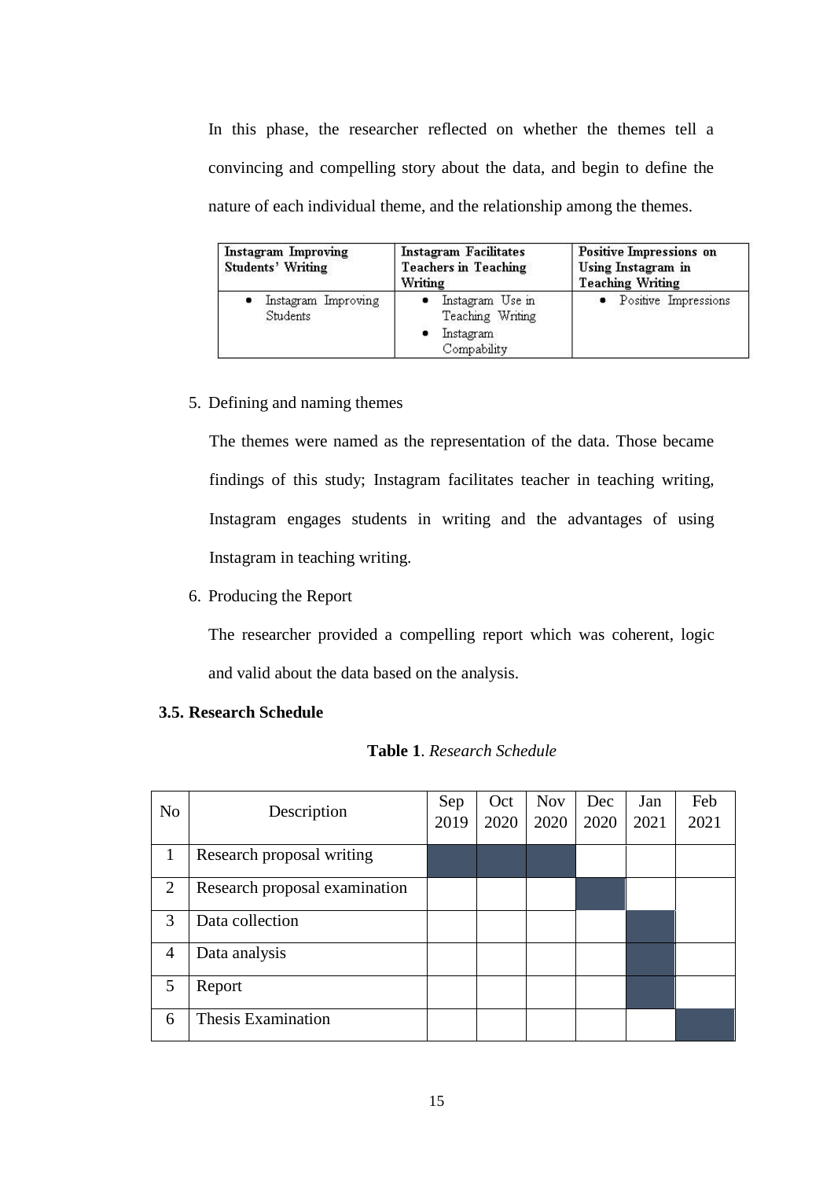In this phase, the researcher reflected on whether the themes tell a convincing and compelling story about the data, and begin to define the nature of each individual theme, and the relationship among the themes.

| Instagram Improving Students' Writing | Instagram Facilitates Teachers in Teaching Writing | Positive Impressions on Using Instagram in Teaching Writing |
|---|---|---|
| • Instagram Improving Students | • Instagram Use in Teaching Writing<br>• Instagram Compability | • Positive Impressions |

5. Defining and naming themes

   The themes were named as the representation of the data. Those became findings of this study; Instagram facilitates teacher in teaching writing, Instagram engages students in writing and the advantages of using Instagram in teaching writing.

6. Producing the Report

   The researcher provided a compelling report which was coherent, logic and valid about the data based on the analysis.

### 3.5. Research Schedule

**Table 1**. *Research Schedule*

| No | Description | Sep 2019 | Oct 2020 | Nov 2020 | Dec 2020 | Jan 2021 | Feb 2021 |
|---|---|---|---|---|---|---|---|
| 1 | Research proposal writing | ■ | ■ | ■ | | | |
| 2 | Research proposal examination | | | | ■ | | |
| 3 | Data collection | | | | | ■ | |
| 4 | Data analysis | | | | | ■ | |
| 5 | Report | | | | | ■ | |
| 6 | Thesis Examination | | | | | | ■ |